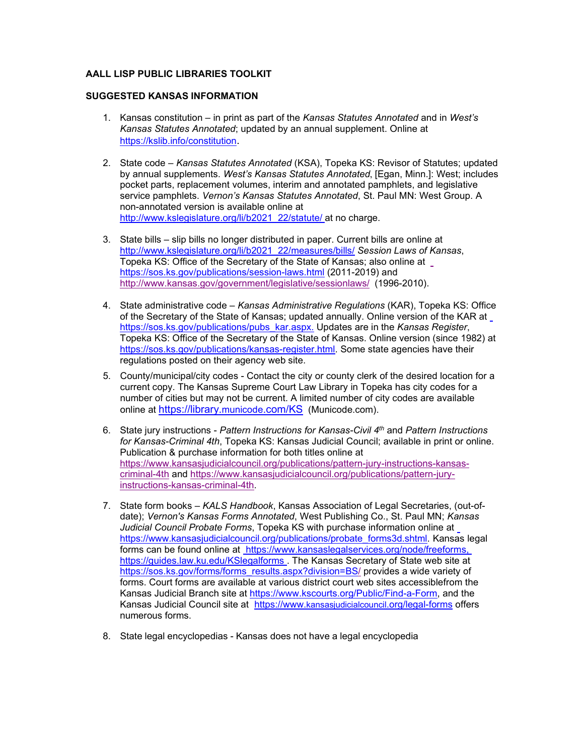**AALL LISP PUBLIC LIBRARIES TOOLKIT**

**SUGGESTED KANSAS INFORMATION**

1. Kansas constitution – in print as part of the *Kansas Statutes Annotated* and in *West's Kansas Statutes Annotated*; updated by an annual supplement. Online at https://kslib.info/constitution.

2. State code – *Kansas Statutes Annotated* (KSA), Topeka KS: Revisor of Statutes; updated by annual supplements. *West's Kansas Statutes Annotated*, [Egan, Minn.]: West; includes pocket parts, replacement volumes, interim and annotated pamphlets, and legislative service pamphlets. *Vernon's Kansas Statutes Annotated*, St. Paul MN: West Group. A non-annotated version is available online at http://www.kslegislature.org/li/b2021_22/statute/ at no charge.

3. State bills – slip bills no longer distributed in paper. Current bills are online at http://www.kslegislature.org/li/b2021_22/measures/bills/ *Session Laws of Kansas*, Topeka KS: Office of the Secretary of the State of Kansas; also online at https://sos.ks.gov/publications/session-laws.html (2011-2019) and http://www.kansas.gov/government/legislative/sessionlaws/ (1996-2010).

4. State administrative code – *Kansas Administrative Regulations* (KAR), Topeka KS: Office of the Secretary of the State of Kansas; updated annually. Online version of the KAR at https://sos.ks.gov/publications/pubs_kar.aspx. Updates are in the *Kansas Register*, Topeka KS: Office of the Secretary of the State of Kansas. Online version (since 1982) at https://sos.ks.gov/publications/kansas-register.html. Some state agencies have their regulations posted on their agency web site.

5. County/municipal/city codes - Contact the city or county clerk of the desired location for a current copy. The Kansas Supreme Court Law Library in Topeka has city codes for a number of cities but may not be current. A limited number of city codes are available online at https://library.municode.com/KS (Municode.com).

6. State jury instructions - *Pattern Instructions for Kansas-Civil 4th* and *Pattern Instructions for Kansas-Criminal 4th*, Topeka KS: Kansas Judicial Council; available in print or online. Publication & purchase information for both titles online at https://www.kansasjudicialcouncil.org/publications/pattern-jury-instructions-kansas-criminal-4th and https://www.kansasjudicialcouncil.org/publications/pattern-jury-instructions-kansas-criminal-4th.

7. State form books – *KALS Handbook*, Kansas Association of Legal Secretaries, (out-of-date); *Vernon's Kansas Forms Annotated*, West Publishing Co., St. Paul MN; *Kansas Judicial Council Probate Forms*, Topeka KS with purchase information online at https://www.kansasjudicialcouncil.org/publications/probate_forms3d.shtml. Kansas legal forms can be found online at https://www.kansaslegalservices.org/node/freeforms, https://guides.law.ku.edu/KSlegalforms . The Kansas Secretary of State web site at https://sos.ks.gov/forms/forms_results.aspx?division=BS/ provides a wide variety of forms. Court forms are available at various district court web sites accessiblefrom the Kansas Judicial Branch site at https://www.kscourts.org/Public/Find-a-Form, and the Kansas Judicial Council site at https://www.kansasjudicialcouncil.org/legal-forms offers numerous forms.

8. State legal encyclopedias - Kansas does not have a legal encyclopedia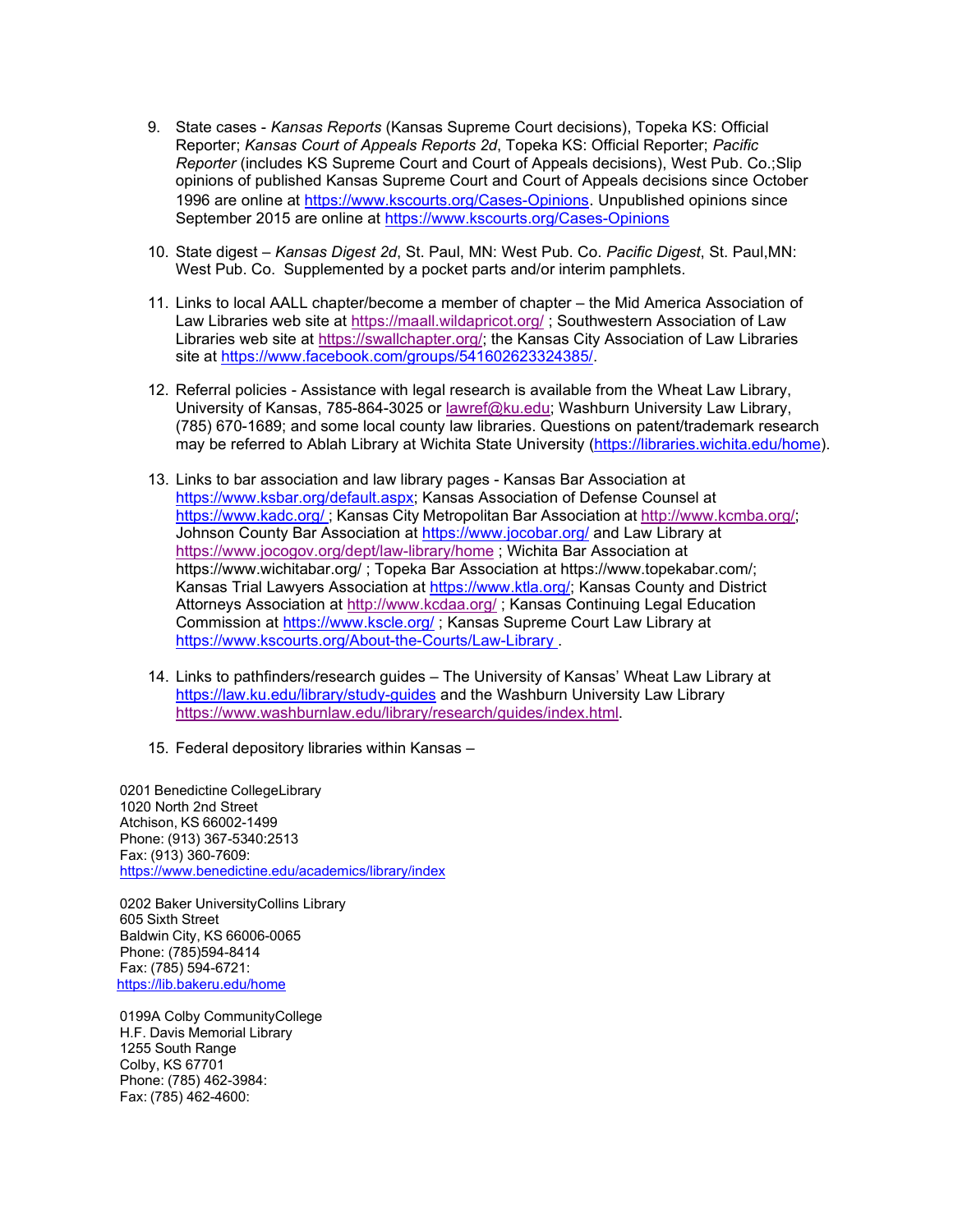9. State cases - *Kansas Reports* (Kansas Supreme Court decisions), Topeka KS: Official Reporter; *Kansas Court of Appeals Reports 2d*, Topeka KS: Official Reporter; *Pacific Reporter* (includes KS Supreme Court and Court of Appeals decisions), West Pub. Co.;Slip opinions of published Kansas Supreme Court and Court of Appeals decisions since October 1996 are online at https://www.kscourts.org/Cases-Opinions. Unpublished opinions since September 2015 are online at https://www.kscourts.org/Cases-Opinions

10. State digest – *Kansas Digest 2d*, St. Paul, MN: West Pub. Co. *Pacific Digest*, St. Paul,MN: West Pub. Co. Supplemented by a pocket parts and/or interim pamphlets.

11. Links to local AALL chapter/become a member of chapter – the Mid America Association of Law Libraries web site at https://maall.wildapricot.org/ ; Southwestern Association of Law Libraries web site at https://swallchapter.org/; the Kansas City Association of Law Libraries site at https://www.facebook.com/groups/541602623324385/.

12. Referral policies - Assistance with legal research is available from the Wheat Law Library, University of Kansas, 785-864-3025 or lawref@ku.edu; Washburn University Law Library, (785) 670-1689; and some local county law libraries. Questions on patent/trademark research may be referred to Ablah Library at Wichita State University (https://libraries.wichita.edu/home).

13. Links to bar association and law library pages - Kansas Bar Association at https://www.ksbar.org/default.aspx; Kansas Association of Defense Counsel at https://www.kadc.org/ ; Kansas City Metropolitan Bar Association at http://www.kcmba.org/; Johnson County Bar Association at https://www.jocobar.org/ and Law Library at https://www.jocogov.org/dept/law-library/home ; Wichita Bar Association at https://www.wichitabar.org/ ; Topeka Bar Association at https://www.topekabar.com/; Kansas Trial Lawyers Association at https://www.ktla.org/; Kansas County and District Attorneys Association at http://www.kcdaa.org/ ; Kansas Continuing Legal Education Commission at https://www.kscle.org/ ; Kansas Supreme Court Law Library at https://www.kscourts.org/About-the-Courts/Law-Library .

14. Links to pathfinders/research guides – The University of Kansas' Wheat Law Library at https://law.ku.edu/library/study-guides and the Washburn University Law Library https://www.washburnlaw.edu/library/research/guides/index.html.

15. Federal depository libraries within Kansas –

0201 Benedictine CollegeLibrary
1020 North 2nd Street
Atchison, KS 66002-1499
Phone: (913) 367-5340:2513
Fax: (913) 360-7609:
https://www.benedictine.edu/academics/library/index

0202 Baker UniversityCollins Library
605 Sixth Street
Baldwin City, KS 66006-0065
Phone: (785)594-8414
Fax: (785) 594-6721:
https://lib.bakeru.edu/home

0199A Colby CommunityCollege
H.F. Davis Memorial Library
1255 South Range
Colby, KS 67701
Phone: (785) 462-3984:
Fax: (785) 462-4600: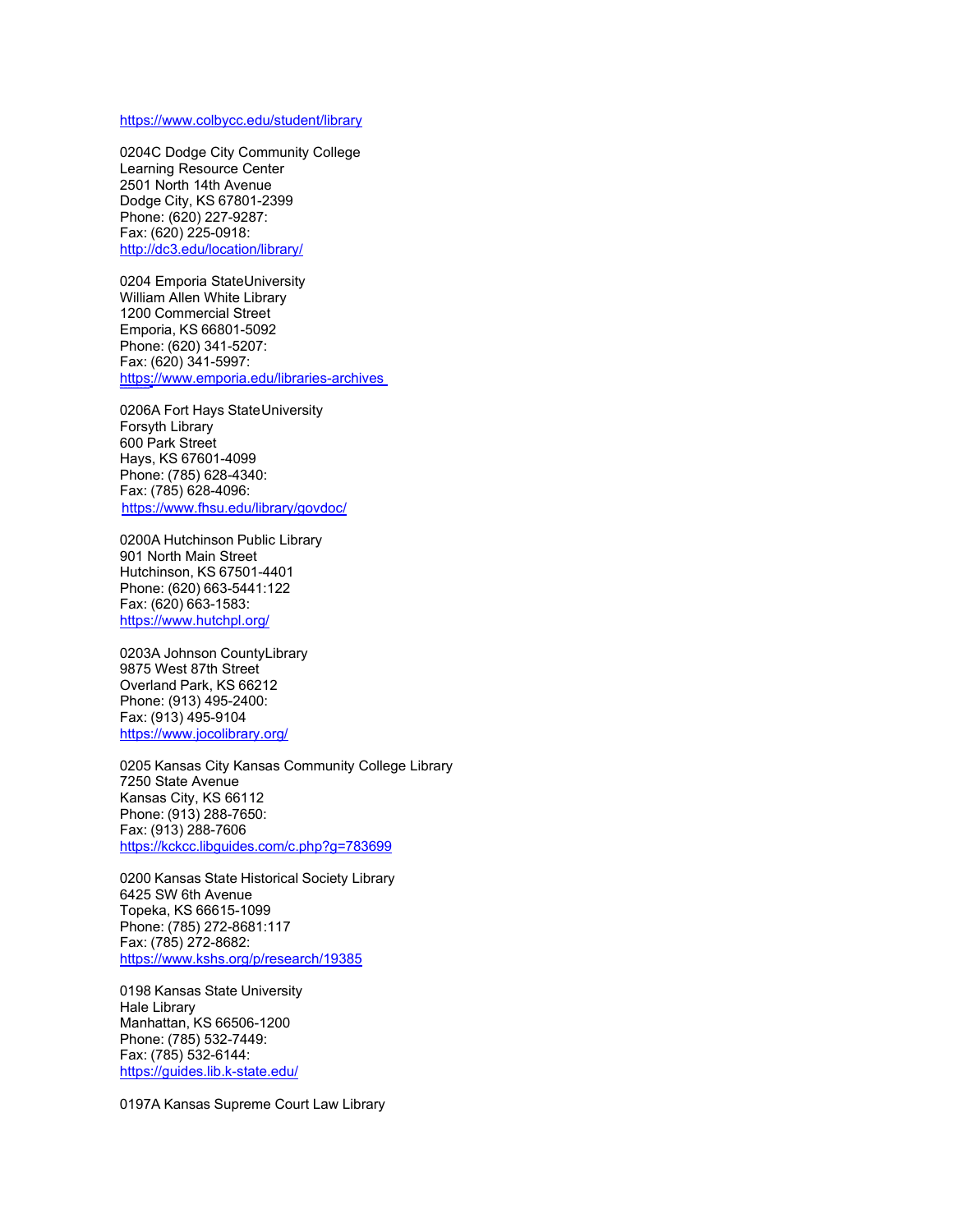https://www.colbycc.edu/student/library

0204C Dodge City Community College
Learning Resource Center
2501 North 14th Avenue
Dodge City, KS 67801-2399
Phone: (620) 227-9287:
Fax: (620) 225-0918:
http://dc3.edu/location/library/

0204 Emporia StateUniversity
William Allen White Library
1200 Commercial Street
Emporia, KS 66801-5092
Phone: (620) 341-5207:
Fax: (620) 341-5997:
https://www.emporia.edu/libraries-archives

0206A Fort Hays StateUniversity
Forsyth Library
600 Park Street
Hays, KS 67601-4099
Phone: (785) 628-4340:
Fax: (785) 628-4096:
https://www.fhsu.edu/library/govdoc/

0200A Hutchinson Public Library
901 North Main Street
Hutchinson, KS 67501-4401
Phone: (620) 663-5441:122
Fax: (620) 663-1583:
https://www.hutchpl.org/

0203A Johnson CountyLibrary
9875 West 87th Street
Overland Park, KS 66212
Phone: (913) 495-2400:
Fax: (913) 495-9104
https://www.jocolibrary.org/

0205 Kansas City Kansas Community College Library
7250 State Avenue
Kansas City, KS 66112
Phone: (913) 288-7650:
Fax: (913) 288-7606
https://kckcc.libguides.com/c.php?g=783699

0200 Kansas State Historical Society Library
6425 SW 6th Avenue
Topeka, KS 66615-1099
Phone: (785) 272-8681:117
Fax: (785) 272-8682:
https://www.kshs.org/p/research/19385

0198 Kansas State University
Hale Library
Manhattan, KS 66506-1200
Phone: (785) 532-7449:
Fax: (785) 532-6144:
https://guides.lib.k-state.edu/

0197A Kansas Supreme Court Law Library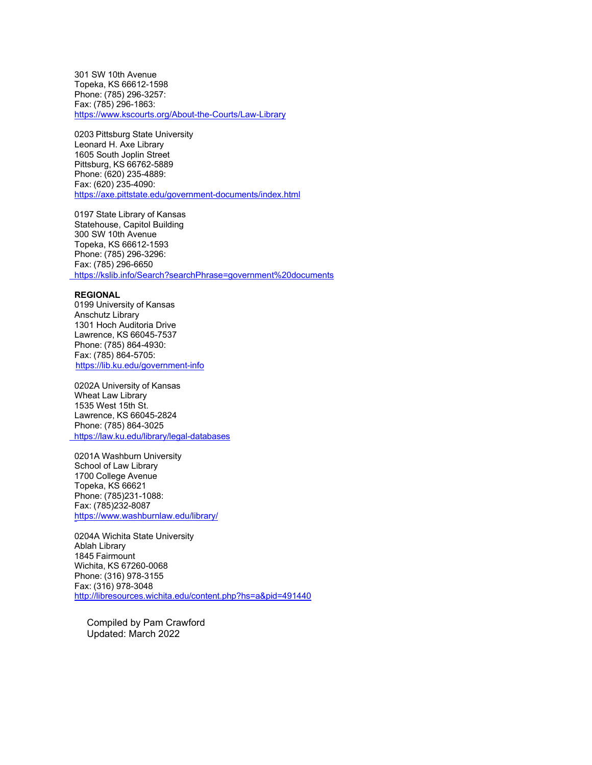301 SW 10th Avenue
Topeka, KS 66612-1598
Phone: (785) 296-3257:
Fax: (785) 296-1863:
https://www.kscourts.org/About-the-Courts/Law-Library

0203 Pittsburg State University
Leonard H. Axe Library
1605 South Joplin Street
Pittsburg, KS 66762-5889
Phone: (620) 235-4889:
Fax: (620) 235-4090:
https://axe.pittstate.edu/government-documents/index.html

0197 State Library of Kansas
Statehouse, Capitol Building
300 SW 10th Avenue
Topeka, KS 66612-1593
Phone: (785) 296-3296:
Fax: (785) 296-6650
https://kslib.info/Search?searchPhrase=government%20documents

**REGIONAL**
0199 University of Kansas
Anschutz Library
1301 Hoch Auditoria Drive
Lawrence, KS 66045-7537
Phone: (785) 864-4930:
Fax: (785) 864-5705:
https://lib.ku.edu/government-info

0202A University of Kansas
Wheat Law Library
1535 West 15th St.
Lawrence, KS 66045-2824
Phone: (785) 864-3025
https://law.ku.edu/library/legal-databases

0201A Washburn University
School of Law Library
1700 College Avenue
Topeka, KS 66621
Phone: (785)231-1088:
Fax: (785)232-8087
https://www.washburnlaw.edu/library/

0204A Wichita State University
Ablah Library
1845 Fairmount
Wichita, KS 67260-0068
Phone: (316) 978-3155
Fax: (316) 978-3048
http://libresources.wichita.edu/content.php?hs=a&pid=491440

Compiled by Pam Crawford
Updated: March 2022